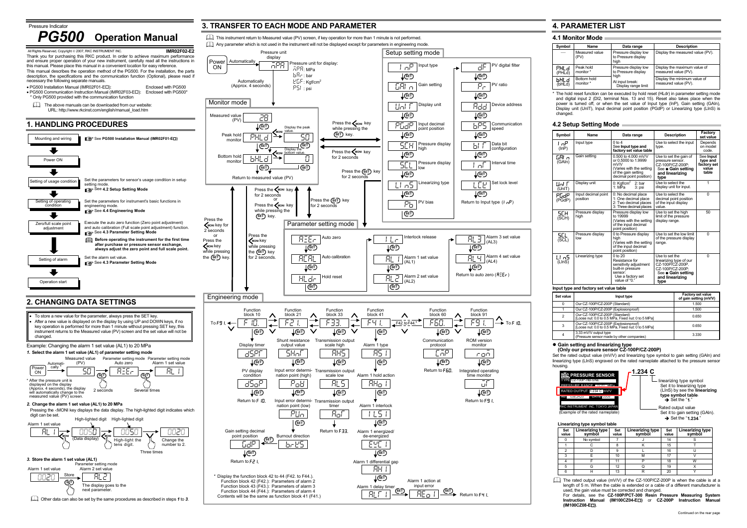Pressure Indicator

# PG500 Operation Manual

All Rights Reserved, Copyright © 2007, RKC INSTRUMENT INC. **IMR02F02-E2**

Thank you for purchasing this RKC product. In order to achieve maximum performance and ensure proper operation of your new instrument, carefully read all the instructions in this manual. Please place this manual in a convenient location for easy reference.

This manual describes the operation method of the PG500. For the installation, the parts description, the specifications and the communication function (Optional), please read if necessary the following separate manuals.

- PG500 Installation Manual (IMR02F01-E□): Enclosed with PG500
- PG500 Communication Instruction Manual (IMR02F03-E□): Enclosed with PG500*
  * Only PG500 provided with the communication function

The above manuals can be downloaded from our website: URL: http://www.rkcinst.com/english/manual_load.htm

## 1. HANDLING PROCEDURES

- **Mounting and wiring** — See **PG500 Installation Manual (IMR02F01-E□)**
- **Power ON**
- **Setting of usage condition** — Set the parameters for sensor's usage condition in setup setting mode. See **4.2 Setup Setting Mode**
- **Setting of operating condition** — Set the parameters for instrument's basic functions in engineering mode. See **4.4 Engineering Mode**
- **Zero/full scale point adjustment** — Execute the auto zero function (Zero point adjustment) and auto calibration (Full scale point adjustment) function. See **4.3 Parameter Setting Mode**
  **Before operating the instrument for the first time after purchase or pressure sensor exchange, always adjust the zero point and full scale point.**
- **Setting of alarm** — Set the alarm set value. See **4.3 Parameter Setting Mode**
- **Operation start**

## 2. CHANGING DATA SETTINGS

- To store a new value for the parameter, always press the SET key.
- After a new value is displayed on the display by using UP and DOWN keys, if no key operation is performed for more than 1 minute without pressing SET key, this instrument returns to the Measured value (PV) screen and the set value will not be changed.

Example: Changing the alarm 1 set value (AL1) to 20 MPa

***1.* Select the alarm 1 set value (AL1) of parameter setting mode**

Power ON → Automatically* → Measured value (PV) [50] → SET (2 seconds) → Parameter setting mode Auto zero [AZEr] → SET (Several times) → Parameter setting mode Alarm 1 set value [AL1]

\* After the pressure unit is displayed on the display (Approx. 4 seconds), the display will automatically change to the measured value (PV) screen.

***2.* Change the alarm 1 set value (AL1) to 20 MPa**

Pressing the <MONI key displays the data display. The high-lighted digit indicates which digit can be set.

Alarm 1 set value [AL1] → <MONI → [0050] (Data display) → <MONI (High-light the tens digit) → [0050] → (Three times) Change the number to 2 → [0020]

***3.* Store the alarm 1 set value (AL1)**

Alarm 1 set value [0020] → SET (Store) → Parameter setting mode Alarm 2 set value [AL2]. The display goes to the next parameter.

Other data can also be set by the same procedures as described in steps *1* to *3*.

## 3. TRANSFER TO EACH MODE AND PARAMETER

This instrument return to Measured value (PV) screen, if key operation for more than 1 minute is not performed.

Any parameter which is not used in the instrument will not be displayed except for parameters in engineering mode.

Power ON → Automatically → Pressure unit display [nPA] (Pressure unit for display: nPA: MPa, bAr: bar, KGF: Kgf/cm², PSI: psi) → Automatically (Approx. 4 seconds) → Monitor mode

**Monitor mode**

- Measured value (PV) [28] → SET → Peak hold monitor [PHLd] (Press the <MONI key: Display the peak value [50]) → SET → Bottom hold monitor [bHLd] (Press the <MONI key: Display the bottom value [0]) → SET → Return to measured value (PV)
- Press the <MONI key while pressing the SET key → Setup setting mode
- Press the <MONI key for 2 seconds → Parameter setting mode; Press the SET key for 2 seconds → Setup setting mode
- Press the <MONI key for 2 seconds or press the <MONI key while pressing the SET key → returns to monitor mode
- Press the <MONI key for 2 seconds or Press the <MONI key while pressing the SET key → Engineering mode
- Press the <MONI key while pressing the SET key for 2 seconds → Engineering mode

**Setup setting mode**

InP Input type → GAIn Gain setting → UnIT Display unit → PGdP Input decimal point position → SCH Pressure display high → SCL Pressure display low → LInS Linearizing type → Pb PV bias → dF PV digital filter → Pr PV ratio → Add Device address → bPS Communication speed → bIT Data bit configuration → InT Interval time → LCK Set lock level → Return to Input type (InP)

**Parameter setting mode**

AZEr Auto zero → ACAL Auto calibration → HLdr Hold reset → ILr Interlock release → AL1 Alarm 1 set value (AL1) → AL2 Alarm 2 set value (AL2) → AL3 Alarm 3 set value (AL3) → AL4 Alarm 4 set value (AL4) → Return to auto zero (AZEr)

**Engineering mode**

To F91. ← F10. ↔ F21. ↔ F33. ↔ F41. ↔ F42. to F44.* ↔ F60. ↔ F91. → To F10.

- Function block 10 (F10.): dSPT Display timer → dSoP PV display condition → Return to F10.
- Function block 21 (F21.): SHnT Shunt resistance output value → PoB Input error determination point (high) → PUn Input error determination point (low) → bUrS Burnout direction → GdP Gain setting decimal point position → Return to F21.
- Function block 33 (F33.): AHS Transmission output scale high → ALS Transmission output scale low → AoT Transmission output timer → Return to F33.
- Function block 41 (F41.): AS1 Alarm 1 type → AHo1 Alarm 1 hold action → ILS1 Alarm 1 interlock → EXC1 Alarm 1 energized/de-energized → AH1 Alarm 1 differential gap → ALT1 Alarm 1 delay timer → AEo1 Alarm 1 action at input error → Return to F41.
- Function block 60 (F60.): CMP Communication protocol → Return to F60.
- Function block 91 (F91.): roM ROM version monitor → WT Integrated operating time monitor → Return to F91.

\* Display the function block 42 to 44 (F42. to F44.).
Function block 42 (F42.): Parameters of alarm 2
Function block 43 (F43.): Parameters of alarm 3
Function block 44 (F44.): Parameters of alarm 4
Contents will be the same as function block 41 (F41.)

## 4. PARAMETER LIST

### 4.1 Monitor Mode

| Symbol | Name | Data range | Description |
|---|---|---|---|
| — | Measured value (PV) | Pressure display low to Pressure display high | Display the measured value (PV). |
| PHLd (PHLd) | Peak hold monitor * | Pressure display low to Pressure display high At input break: Display range limit | Display the maximum value of measured value (PV). |
| bHLd (bHLd) | Bottom hold monitor * | | Display the minimum value of measured value (PV). |

\* The hold reset function can be executed by hold reset (HLdr) in parameter setting mode and digital input 2 (DI2, terminal Nos. 13 and 15). Reset also takes place when the power is turned off, or when the set value of Input type (InP), Gain setting (GAIn), Display unit (UnIT), Input decimal point position (PGdP) or Linearizing type (LInS) is changed.

### 4.2 Setup Setting Mode

| Symbol | Name | Data range | Description | Factory set value |
|---|---|---|---|---|
| InP (InP) | Input type | 0 to 4 See **Input type and factory set value table** | Use to select the input type. | Depends on model code. |
| GAIn (GAIn) | Gain setting | 0.500 to 4.000 mV/V or 0.5000 to 1.9999 mV/V (Varies with the setting of the gain setting decimal point position) | Use to set the gain of pressure sensor. CZ-100P/CZ-200P: See ● **Gain setting and linearizing type** | See **Input type and factory set value table** |
| UnIT (UnIT) | Display unit | 0: Kgf/cm² 2: bar 1: MPa 3: psi | Use to select the display unit for input. | 1 |
| PGdP (PGdP) | Input decimal point position | 0: No decimal place 1: One decimal place 2: Two decimal places 3: Three decimal places | Use to select the decimal point position of the input display value. | 0 |
| SCH (SCH) | Pressure display high | Pressure display low to 19999 (Varies with the setting of the input decimal point position) | Use to set the high limit of the pressure display range. | 50 |
| SCL (SCL) | Pressure display low | 0 to Pressure display high (Varies with the setting of the input decimal point position) | Use to set the low limit of the pressure display range. | 0 |
| LInS (LInS) | Linearizing type | 0 to 20 Resistance for sensitivity adjustment built-in pressure sensor: Use a factory set value of "0." | Use to set the linearizing type of our CZ-100P/CZ-200P. CZ-100P/CZ-200P: See ● **Gain setting and linearizing type** | 0 |

**Input type and factory set value table**

| Set value | Input type | Factory set value of gain setting (mV/V) |
|---|---|---|
| 0 | Our CZ-100P/CZ-200P (Standard) | 1.500 |
| 1 | Our CZ-100P/CZ-200P (Explosionproof) | 1.500 |
| 2 | Our CZ-100P/CZ-200P (Standard) [Loose nut: 0.0 to 0.5 MPa, Fixed nut: 0 to 5 MPa] | 0.650 |
| 3 | Our CZ-100P/CZ-200P (Explosionproof) [Loose nut: 0.0 to 0.5 MPa, Fixed nut: 0 to 5 MPa] | 0.650 |
| 4 | 3.33 mV/V output type (Pressure sensor made by other companies) | 3.330 |

● **Gain setting and linearizing type (Only our pressure sensor CZ-100P/CZ-200P)**

Set the rated output value (mV/V) and linearizing type symbol to gain setting (GAIn) and linearizing type (LInS) engraved on the rated nameplate attached to the pressure sensor housing.

(Example of the rated nameplate): RKC PRESSURE SENSOR, TYPE CZ-100P-HB-SNE, PRESSURE RANGE, RATED OUTPUT 1.234 C mV/V, RKC INSTRUMENT INC. TOKYO JAPAN

**1.234 C**
- C: linearizing type symbol — Set it to linearizing type (LInS) by see the **linearizing type symbol table**. → Set the "1."
- 1.234: Rated output value — Set it to gain setting (GAIn). → Set the "1.234."

**Linearizing type symbol table**

| Set value | Linearizing type symbol | Set value | Linearizing type symbol | Set value | Linearizing type symbol |
|---|---|---|---|---|---|
| 0 | No symbol | 7 | J | 14 | S |
| 1 | C | 8 | K | 15 | T |
| 2 | D | 9 | L | 16 | U |
| 3 | E | 10 | M | 17 | V |
| 4 | F | 11 | P | 18 | W |
| 5 | G | 12 | Q | 19 | X |
| 6 | H | 13 | R | 20 | Y |

The rated output value (mV/V) of the CZ-100P/CZ-200P is when the cable is at a length of 5 m. When the cable is extended or a cable of a different manufacturer is used, the gain value must be corrected and changed. For details, see the **CZ-100P/PCT-300 Resin Pressure Measuring System Instruction Manual (IM100CZ04-E□)** or **CZ-200P Instruction Manual (IM100CZ08-E□)**.

Continued on the rear page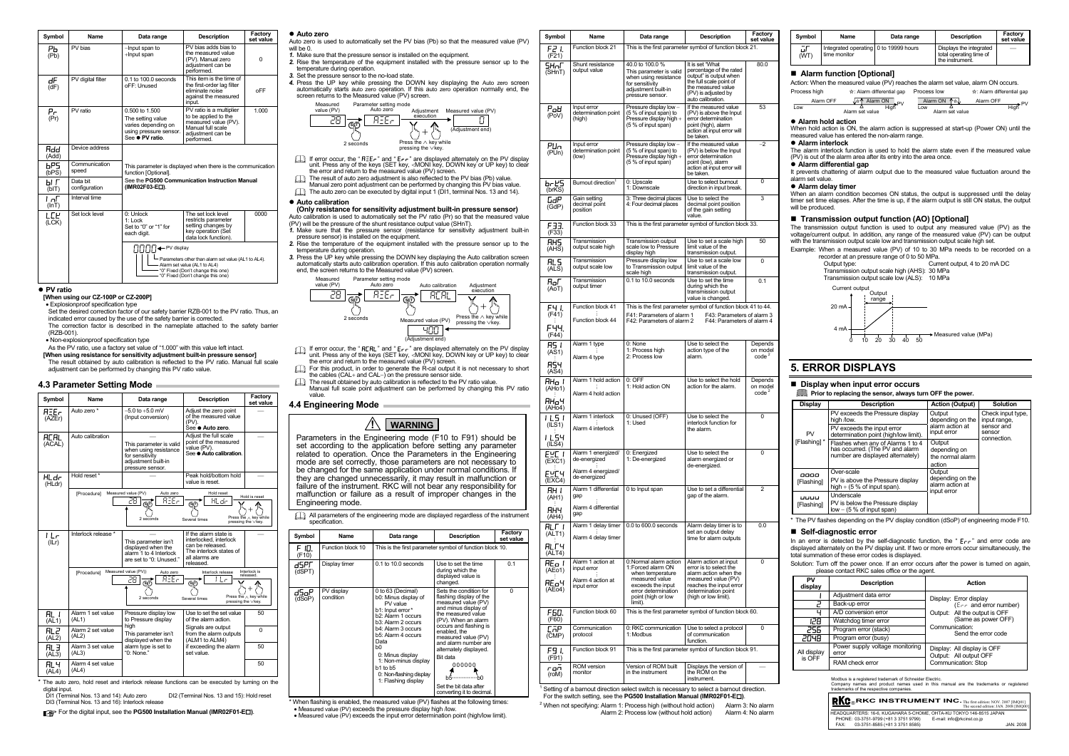| Symbol | Name | Data range | Description | Factory set value |
|---|---|---|---|---|
| Pb (Pb) | PV bias | −Input span to +Input span | PV bias adds bias to the measured value (PV). Manual zero adjustment can be performed. | 0 |
| dF (dF) | PV digital filter | 0.1 to 100.0 seconds oFF: Unused | This item is the time of the first-order lag filter eliminate noise against the measured input. | oFF |
| Pr (Pr) | PV ratio | 0.500 to 1.500 The setting value varies depending on using pressure sensor. See ● PV ratio. | PV ratio is a multiplier to be applied to the measured value (PV). Manual full scale adjustment can be performed. | 1.000 |
| Add (Add) | Device address | This parameter is displayed when there is the communication function [Optional]. See the PG500 Communication Instruction Manual (IMR02F03-E□). | | |
| bPS (bPS) | Communication speed | | | |
| bIT (bIT) | Data bit configuration | | | |
| InT (InT) | Interval time | | | |
| LCK (LCK) | Set lock level | 0: Unlock 1: Lock Set to "0" or "1" for each digit. | The set lock level restricts parameter setting changes by key operation (Set data lock function). | 0000 |

0000
← PV display
Parameters other than alarm set value (AL1 to AL4).
Alarm set value (AL1 to AL4)
"0" Fixed (Don't change this one)
"0" Fixed (Don't change this one)

## ● PV ratio

**[When using our CZ-100P or CZ-200P]**

• Explosionproof specification type

Set the desired correction factor of our safety barrier RZB-001 to the PV ratio. Thus, an indicated error caused by the use of the safety barrier is corrected.
The correction factor is described in the nameplate attached to the safety barrier (RZB-001).

• Non-explosionproof specification type

As the PV ratio, use a factory set value of "1.000" with this value left intact.

**[When using resistance for sensitivity adjustment built-in pressure sensor]**

The result obtained by auto calibration is reflected to the PV ratio. Manual full scale adjustment can be performed by changing this PV ratio value.

## 4.3 Parameter Setting Mode

| Symbol | Name | Data range | Description | Factory set value |
|---|---|---|---|---|
| AZEr (AZEr) | Auto zero * | −5.0 to +5.0 mV (Input conversion) | Adjust the zero point of the measured value (PV). See ● Auto zero. | — |
| ACAL (ACAL) | Auto calibration | — This parameter is valid when using resistance for sensitivity adjustment built-in pressure sensor. | Adjust the full scale point of the measured value (PV). See ● Auto calibration. | — |
| HLdr (HLdr) | Hold reset * | — | Peak hold/bottom hold value is reset. | — |
| ILr (ILr) | Interlock release * | — This parameter isn't displayed when the alarm 1 to 4 Interlock are set to "0: Unused." | If the alarm state is interlocked, interlock can be released. The interlock states of all alarms are released. | — |
| AL1 (AL1) | Alarm 1 set value (AL1) | Pressure display low to Pressure display high This parameter isn't displayed when the alarm type is set to "0: None." | Use to set the set value of the alarm action. Signals are output from the alarm outputs (ALM1 to ALM4) if exceeding the alarm set value. | 50 |
| AL2 (AL2) | Alarm 2 set value (AL2) | | | 0 |
| AL3 (AL3) | Alarm 3 set value (AL3) | | | 50 |
| AL4 (AL4) | Alarm 4 set value (AL4) | | | 50 |

[Procedure] Measured value (PV) 28 → SET 2 seconds → Auto zero AZEr → SET Several times → Hold reset HLdr → Press the ∧ key while pressing the ∨ key. Hold reset

[Procedure] Measured value (PV) 28 → SET 2 seconds → Auto zero AZEr → SET Several times → Interlock release ILr → Press the ∧ key while pressing the ∨ key. Interlock is released.

\* The auto zero, hold reset and interlock release functions can be executed by turning on the digital input.
DI1 (Terminal Nos. 13 and 14): Auto zero  DI2 (Terminal Nos. 13 and 15): Hold reset
DI3 (Terminal Nos. 14 and 16): Interlock release

For the digital input, see the **PG500 Installation Manual (IMR02F01-E□)**.

## ● Auto zero

Auto zero is used to automatically set the PV bias (Pb) so that the measured value (PV) will be 0.

1. Make sure that the pressure sensor is installed on the equipment.
2. Rise the temperature of the equipment installed with the pressure sensor up to the temperature during operation.
3. Set the pressure sensor to the no-load state.
4. Press the UP key while pressing the DOWN key displaying the Auto zero screen automatically starts auto zero operation. If this auto zero operation normally end, the screen returns to the Measured value (PV) screen.

Measured value (PV) 28 → SET 2 seconds → Parameter setting mode Auto zero AZEr → Press the ∧ key while pressing the ∨key. → Adjustment execution → Measured value (PV) 0 (Adjustment end)

If error occur, the "AZEr" and "Err" are displayed alternately on the PV display unit. Press any of the keys (SET key, <MONI key, DOWN key or UP key) to clear the error and return to the measured value (PV) screen.

The result of auto zero adjustment is also reflected to the PV bias (Pb) value. Manual zero point adjustment can be performed by changing this PV bias value.

The auto zero can be executed by digital input 1 (DI1, terminal Nos. 13 and 14).

## ● Auto calibration

**(Only resistance for sensitivity adjustment built-in pressure sensor)**

Auto calibration is used to automatically set the PV ratio (Pr) so that the measured value (PV) will be the pressure of the shunt resistance output value (SHnT).

1. Make sure that the pressure sensor (resistance for sensitivity adjustment built-in pressure sensor) is installed on the equipment.
2. Rise the temperature of the equipment installed with the pressure sensor up to the temperature during operation.
3. Press the UP key while pressing the DOWN key displaying the Auto calibration screen automatically starts auto calibration operation. If this auto calibration operation normally end, the screen returns to the Measured value (PV) screen.

Measured value (PV) 28 → SET 2 seconds → Parameter setting mode Auto zero AZEr → SET → Auto calibration ACAL → Press the ∧ key while pressing the ∨key. → Adjustment execution → Measured value (PV) 400 (Adjustment end)

If error occur, the "ACAL" and "Err" are displayed alternately on the PV display unit. Press any of the keys (SET key, <MONI key, DOWN key or UP key) to clear the error and return to the measured value (PV) screen.

For this product, in order to generate the R-cal output it is not necessary to short the cables (CAL+ and CAL−) on the pressure sensor side.

The result obtained by auto calibration is reflected to the PV ratio value. Manual full scale point adjustment can be performed by changing this PV ratio value.

## 4.4 Engineering Mode

**WARNING**

Parameters in the Engineering mode (F10 to F91) should be set according to the application before setting any parameter related to operation. Once the Parameters in the Engineering mode are set correctly, those parameters are not necessary to be changed for the same application under normal conditions. If they are changed unnecessarily, it may result in malfunction or failure of the instrument. RKC will not bear any responsibility for malfunction or failure as a result of improper changes in the Engineering mode.

All parameters of the engineering mode are displayed regardless of the instrument specification.

| Symbol | Name | Data range | Description | Factory set value |
|---|---|---|---|---|
| F10. (F10) | Function block 10 | This is the first parameter symbol of function block 10. | | |
| dSPT (dSPT) | Display timer | 0.1 to 10.0 seconds | Use to set the time during which the displayed value is changed. | 0.1 |
| dSoP (dSoP) | PV display condition | 0 to 63 (Decimal) b0: Minus display of PV value b1: Input error* b2: Alarm 1 occurs b3: Alarm 2 occurs b4: Alarm 3 occurs b5: Alarm 4 occurs Data b0 0: Minus display 1: Non-minus display b1 to b5 0: Non-flashing display 1: Flashing display | Sets the condition for flashing display of the measured value (PV) and minus display of the measured value (PV). When an alarm occurs and flashing is enabled, the measured value (PV) and alarm number are alternately displayed. Bit data 000000 b5 ······ b0 Set the bit data after converting it to decimal. | 0 |

\* When flashing is enabled, the measured value (PV) flashes at the following times:
• Measured value (PV) exceeds the pressure display high /low.
• Measured value (PV) exceeds the input error determination point (high/low limit).

| Symbol | Name | Data range | Description | Factory set value |
|---|---|---|---|---|
| F21. (F21) | Function block 21 | This is the first parameter symbol of function block 21. | | |
| SHnT (SHnT) | Shunt resistance output value | 40.0 to 100.0 % This parameter is valid when using resistance for sensitivity adjustment built-in pressure sensor. | It is set "What percentage of the rated output" is output when the full scale point of the measured value (PV) is adjusted by auto calibration. | 80.0 |
| PoV (PoV) | Input error determination point (high) | Pressure display low − (5 % of input span) to Pressure display high + (5 % of input span) | If the measured value (PV) is above the Input error determination point (high), action at input error will be taken. | 53 |
| PUn (PUn) | Input error determination point (low) | Pressure display low − (5 % of input span) to Pressure display high + (5 % of input span) | If the measured value (PV) is below the Input error determination point (low), action at input error will be taken. | −2 |
| brKS (brKS) | Burnout direction[1] | 0: Upscale 1: Downscale | Use to select burnout direction in input break. | 0 |
| GdP (GdP) | Gain setting decimal point position | 3: Three decimal places 4: Four decimal places | Use to select the decimal point position of the gain setting value. | 3 |
| F33. (F33) | Function block 33 | This is the first parameter symbol of function block 33. | | |
| AHS (AHS) | Transmission output scale high | Transmission output scale low to Pressure display high | Use to set a scale high limit value of the transmission output. | 50 |
| ALS (ALS) | Transmission output scale low | Pressure display low to Transmission output scale high | Use to set a scale low limit value of the transmission output. | 0 |
| AoT (AoT) | Transmission output timer | 0.1 to 10.0 seconds | Use to set the time during which the transmission output value is changed. | 0.1 |
| F41. (F41) : F44. (F44) | Function block 41 : Function block 44 | This is the first parameter symbol of function block 41 to 44. F41: Parameters of alarm 1  F43: Parameters of alarm 3 F42: Parameters of alarm 2  F44: Parameters of alarm 4 | | |
| AS1 (AS1) : AS4 (AS4) | Alarm 1 type : Alarm 4 type | 0: None 1: Process high 2: Process low | Use to select the action type of the alarm. | Depends on model code[2] |
| AHo1 (AHo1) : AHo4 (AHo4) | Alarm 1 hold action : Alarm 4 hold action | 0: OFF 1: Hold action ON | Use to select the hold action for the alarm. | Depends on model code[2] |
| ILS1 (ILS1) : ILS4 (ILS4) | Alarm 1 interlock : Alarm 4 interlock | 0: Unused (OFF) 1: Used | Use to select the interlock function for the alarm. | 0 |
| EXC1 (EXC1) : EXC4 (EXC4) | Alarm 1 energized/de-energized : Alarm 4 energized/de-energized | 0: Energized 1: De-energized | Use to select the alarm energized or de-energized. | 0 |
| AH1 (AH1) : AH4 (AH4) | Alarm 1 differential gap : Alarm 4 differential gap | 0 to Input span | Use to set a differential gap of the alarm. | 2 |
| ALT1 (ALT1) : ALT4 (ALT4) | Alarm 1 delay timer : Alarm 4 delay timer | 0.0 to 600.0 seconds | Alarm delay timer is to set an output delay time for alarm outputs | 0.0 |
| AEo1 (AEo1) : AEo4 (AEo4) | Alarm 1 action at input error : Alarm 4 action at input error | 0:Normal alarm action 1:Forced alarm ON when temperature measured value exceeds the input error determination point (high or low limit). | Alarm action at input error is to select the alarm action when the measured value (PV) reaches the input error determination point (high or low limit). | 0 |
| F60. (F60) | Function block 60 | This is the first parameter symbol of function block 60. | | |
| CMP (CMP) | Communication protocol | 0: RKC communication 1: Modbus | Use to select a protocol of communication function. | 0 |
| F91. (F91) | Function block 91 | This is the first parameter symbol of function block 91. | | |
| roM (roM) | ROM version monitor | Version of ROM built in the instrument | Displays the version of the ROM on the instrument. | — |

[1] Setting of a burnout direction select switch is necessary to select a burnout direction. For the switch setting, see the **PG500 Installation Manual (IMR02F01-E□)**.

[2] When not specifying: Alarm 1: Process high (without hold action)  Alarm 3: No alarm
Alarm 2: Process low (without hold action)  Alarm 4: No alarm

| Symbol | Name | Data range | Description | Factory set value |
|---|---|---|---|---|
| WT (WT) | Integrated operating time monitor | 0 to 19999 hours | Displays the integrated total operating time of the instrument. | — |

## ■ Alarm function [Optional]

Action: When the measured value (PV) reaches the alarm set value, alarm ON occurs.

Process high ☆: Alarm differential gap
Alarm OFF ☆ Alarm ON
Low High PV
Alarm set value

Process low ☆: Alarm differential gap
Alarm ON ☆ Alarm OFF
Low High PV
Alarm set value

### ● Alarm hold action

When hold action is ON, the alarm action is suppressed at start-up (Power ON) until the measured value has entered the non-alarm range.

### ● Alarm interlock

The alarm interlock function is used to hold the alarm state even if the measured value (PV) is out of the alarm area after its entry into the area once.

### ● Alarm differential gap

It prevents chattering of alarm output due to the measured value fluctuation around the alarm set value.

### ● Alarm delay timer

When an alarm condition becomes ON status, the output is suppressed until the delay timer set time elapses. After the time is up, if the alarm output is still ON status, the output will be produced.

## ■ Transmission output function (AO) [Optional]

The transmission output function is used to output any measured value (PV) as the voltage/current output. In addition, any range of the measured value (PV) can be output with the transmission output scale low and transmission output scale high set.

Example: When a measured value (PV) of 10 to 30 MPa needs to be recorded on a recorder at an pressure range of 0 to 50 MPa.
Output type: Current output, 4 to 20 mA DC
Transmission output scale high (AHS): 30 MPa
Transmission output scale low (ALS): 10 MPa

Current output
Output range
20 mA
4 mA
0 10 20 30 40 50
Measured value (MPa)

# 5. ERROR DISPLAYS

## ■ Display when input error occurs

**Prior to replacing the sensor, always turn OFF the power.**

| Display | Description | Action (Output) | Solution |
|---|---|---|---|
| PV [Flashing] * | PV exceeds the Pressure display high /low. | Output depending on the alarm action at input error | Check input type, input range, sensor and sensor connection. |
| | PV exceeds the input error determination point (high/low limit). | | |
| | Flashes when any of Alarms 1 to 4 has occurred. (The PV and alarm number are displayed alternately) | Output depending on the normal alarm action | |
| oooo [Flashing] | Over-scale PV is above the Pressure display high + (5 % of input span). | Output depending on the alarm action at input error | |
| uuuu [Flashing] | Underscale PV is below the Pressure display low − (5 % of input span) | | |

\* The PV flashes depending on the PV display condition (dSoP) of engineering mode F10.

## ■ Self-diagnostic error

In an error is detected by the self-diagnostic function, the "Err" and error code are displayed alternately on the PV display unit. If two or more errors occur simultaneously, the total summation of these error codes is displayed.

Solution: Turn off the power once. If an error occurs after the power is turned on again, please contact RKC sales office or the agent.

| PV display | Description | Action |
|---|---|---|
| 1 | Adjustment data error | Display: Error display (Err and error number) Output: All the output is OFF (Same as power OFF) Communication: Send the error code |
| 2 | Back-up error | |
| 4 | A/D conversion error | |
| 128 | Watchdog timer error | |
| 256 | Program error (stack) | |
| 2048 | Program error (busy) | |
| All display is OFF | Power supply voltage monitoring error | Display: All display is OFF Output: All output OFF Communication: Stop |
| | RAM check error | |

Modbus is a registered trademark of Schneider Electric.
Company names and product names used in this manual are the trademarks or registered trademarks of the respective companies.

RKC INSTRUMENT INC. The first edition: NOV. 2007 [IMQ00] The second edition: JAN. 2008 [IMQ00]
HEADQUARTERS: 16-6, KUGAHARA 5-CHOME, OHTA-KU TOKYO 146-8515 JAPAN
PHONE: 03-3751-9799 (+81 3 3751 9799)  E-mail: info@rkcinst.co.jp
FAX: 03-3751-8585 (+81 3 3751 8585)  JAN. 2008